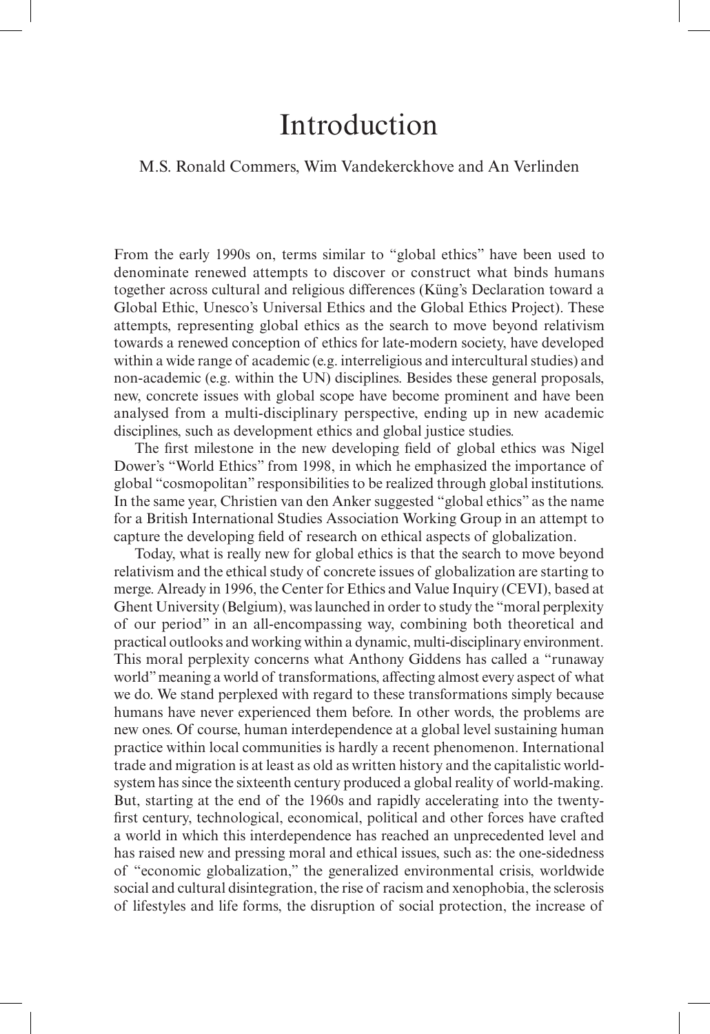# Introduction

M.S. Ronald Commers, Wim Vandekerckhove and An Verlinden

From the early 1990s on, terms similar to "global ethics" have been used to denominate renewed attempts to discover or construct what binds humans together across cultural and religious differences (Küng's Declaration toward a Global Ethic, Unesco's Universal Ethics and the Global Ethics Project). These attempts, representing global ethics as the search to move beyond relativism towards a renewed conception of ethics for late-modern society, have developed within a wide range of academic (e.g. interreligious and intercultural studies) and non-academic (e.g. within the UN) disciplines. Besides these general proposals, new, concrete issues with global scope have become prominent and have been analysed from a multi-disciplinary perspective, ending up in new academic disciplines, such as development ethics and global justice studies.

The first milestone in the new developing field of global ethics was Nigel Dower's "World Ethics" from 1998, in which he emphasized the importance of global "cosmopolitan" responsibilities to be realized through global institutions. In the same year, Christien van den Anker suggested "global ethics" as the name for a British International Studies Association Working Group in an attempt to capture the developing field of research on ethical aspects of globalization.

Today, what is really new for global ethics is that the search to move beyond relativism and the ethical study of concrete issues of globalization are starting to merge. Already in 1996, the Center for Ethics and Value Inquiry (CEVI), based at Ghent University (Belgium), was launched in order to study the "moral perplexity of our period" in an all-encompassing way, combining both theoretical and practical outlooks and working within a dynamic, multi-disciplinary environment. This moral perplexity concerns what Anthony Giddens has called a "runaway world" meaning a world of transformations, affecting almost every aspect of what we do. We stand perplexed with regard to these transformations simply because humans have never experienced them before. In other words, the problems are new ones. Of course, human interdependence at a global level sustaining human practice within local communities is hardly a recent phenomenon. International trade and migration is at least as old as written history and the capitalistic world-system has since the sixteenth century produced a global reality of world-making. But, starting at the end of the 1960s and rapidly accelerating into the twenty-first century, technological, economical, political and other forces have crafted a world in which this interdependence has reached an unprecedented level and has raised new and pressing moral and ethical issues, such as: the one-sidedness of "economic globalization," the generalized environmental crisis, worldwide social and cultural disintegration, the rise of racism and xenophobia, the sclerosis of lifestyles and life forms, the disruption of social protection, the increase of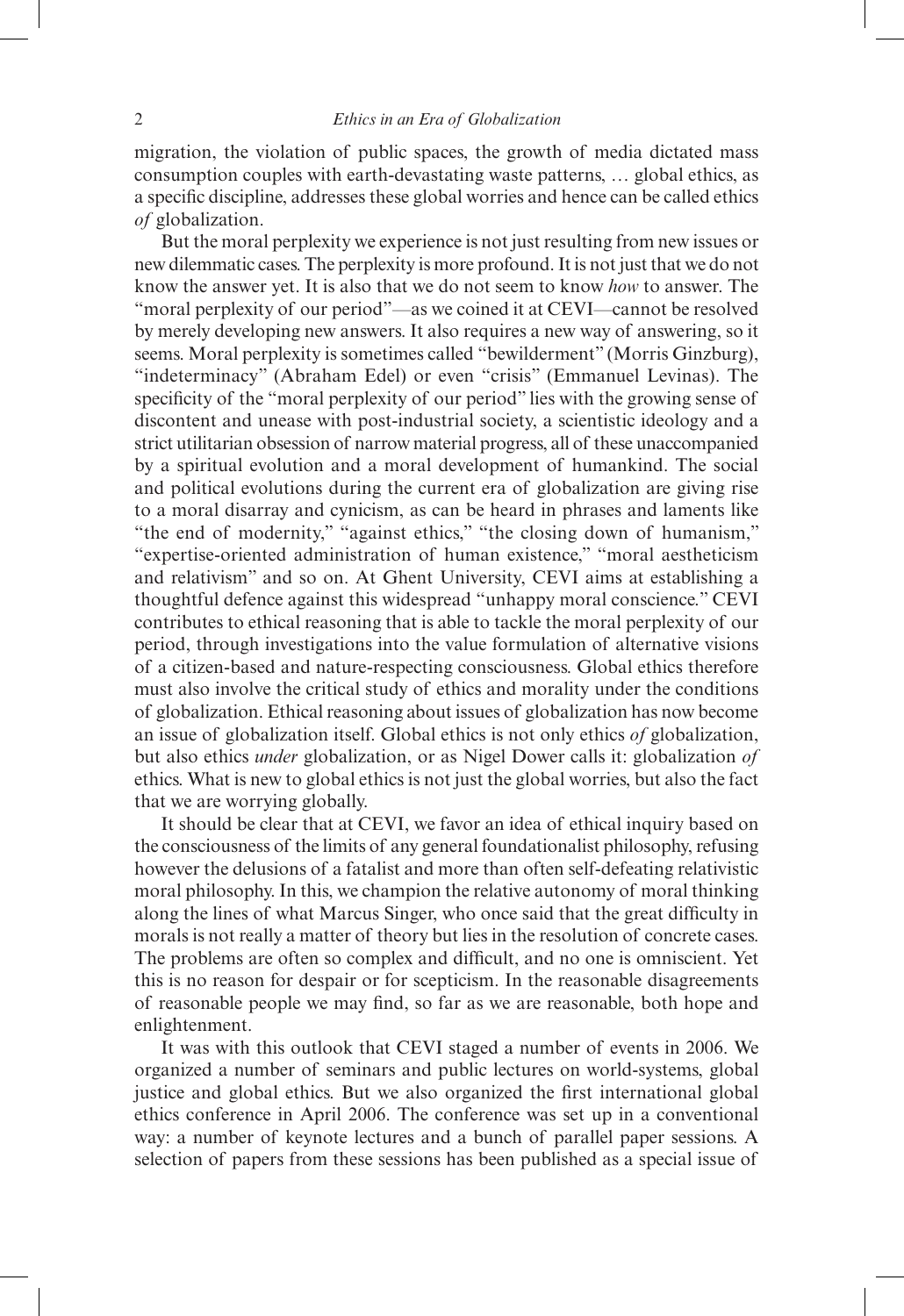migration, the violation of public spaces, the growth of media dictated mass consumption couples with earth-devastating waste patterns, … global ethics, as a specific discipline, addresses these global worries and hence can be called ethics *of* globalization.

But the moral perplexity we experience is not just resulting from new issues or new dilemmatic cases. The perplexity is more profound. It is not just that we do not know the answer yet. It is also that we do not seem to know *how* to answer. The "moral perplexity of our period"—as we coined it at CEVI—cannot be resolved by merely developing new answers. It also requires a new way of answering, so it seems. Moral perplexity is sometimes called "bewilderment" (Morris Ginzburg), "indeterminacy" (Abraham Edel) or even "crisis" (Emmanuel Levinas). The specificity of the "moral perplexity of our period" lies with the growing sense of discontent and unease with post-industrial society, a scientistic ideology and a strict utilitarian obsession of narrow material progress, all of these unaccompanied by a spiritual evolution and a moral development of humankind. The social and political evolutions during the current era of globalization are giving rise to a moral disarray and cynicism, as can be heard in phrases and laments like "the end of modernity," "against ethics," "the closing down of humanism," "expertise-oriented administration of human existence," "moral aestheticism and relativism" and so on. At Ghent University, CEVI aims at establishing a thoughtful defence against this widespread "unhappy moral conscience." CEVI contributes to ethical reasoning that is able to tackle the moral perplexity of our period, through investigations into the value formulation of alternative visions of a citizen-based and nature-respecting consciousness. Global ethics therefore must also involve the critical study of ethics and morality under the conditions of globalization. Ethical reasoning about issues of globalization has now become an issue of globalization itself. Global ethics is not only ethics *of* globalization, but also ethics *under* globalization, or as Nigel Dower calls it: globalization *of* ethics. What is new to global ethics is not just the global worries, but also the fact that we are worrying globally.

It should be clear that at CEVI, we favor an idea of ethical inquiry based on the consciousness of the limits of any general foundationalist philosophy, refusing however the delusions of a fatalist and more than often self-defeating relativistic moral philosophy. In this, we champion the relative autonomy of moral thinking along the lines of what Marcus Singer, who once said that the great difficulty in morals is not really a matter of theory but lies in the resolution of concrete cases. The problems are often so complex and difficult, and no one is omniscient. Yet this is no reason for despair or for scepticism. In the reasonable disagreements of reasonable people we may find, so far as we are reasonable, both hope and enlightenment.

It was with this outlook that CEVI staged a number of events in 2006. We organized a number of seminars and public lectures on world-systems, global justice and global ethics. But we also organized the first international global ethics conference in April 2006. The conference was set up in a conventional way: a number of keynote lectures and a bunch of parallel paper sessions. A selection of papers from these sessions has been published as a special issue of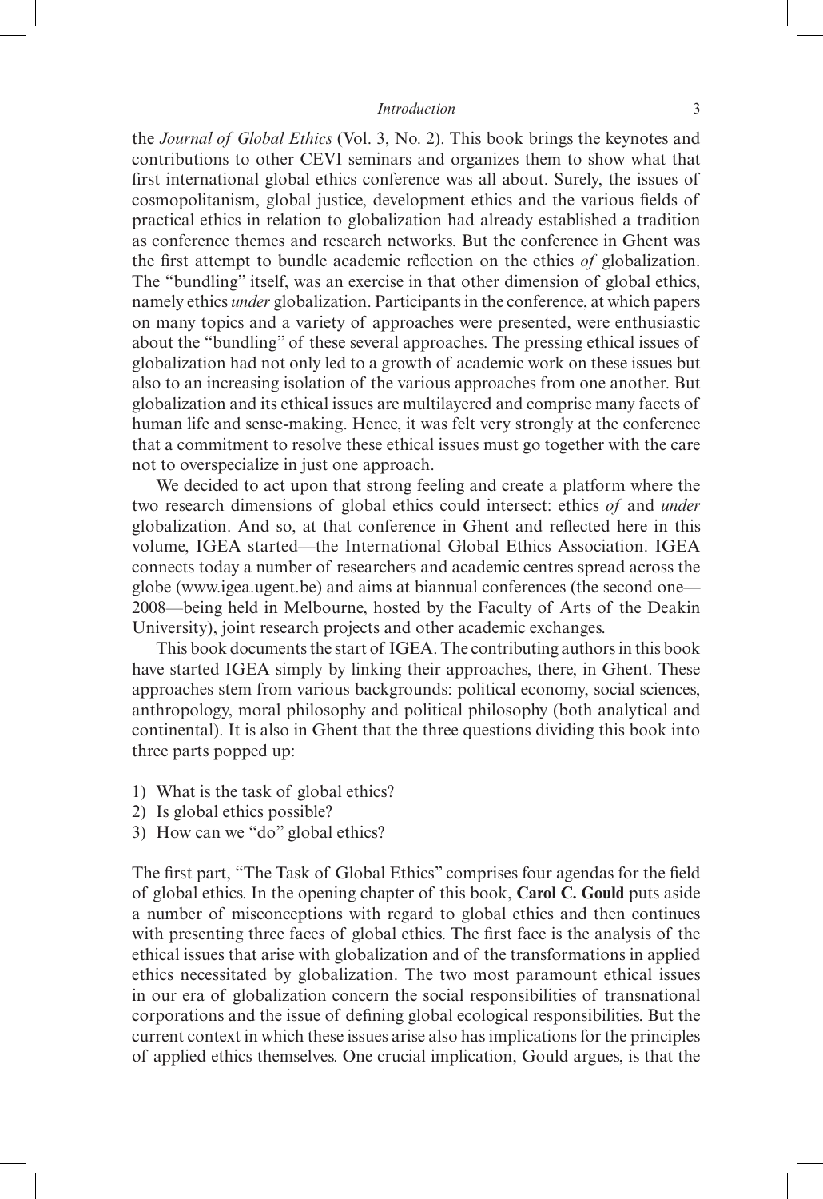the *Journal of Global Ethics* (Vol. 3, No. 2). This book brings the keynotes and contributions to other CEVI seminars and organizes them to show what that first international global ethics conference was all about. Surely, the issues of cosmopolitanism, global justice, development ethics and the various fields of practical ethics in relation to globalization had already established a tradition as conference themes and research networks. But the conference in Ghent was the first attempt to bundle academic reflection on the ethics *of* globalization. The "bundling" itself, was an exercise in that other dimension of global ethics, namely ethics *under* globalization. Participants in the conference, at which papers on many topics and a variety of approaches were presented, were enthusiastic about the "bundling" of these several approaches. The pressing ethical issues of globalization had not only led to a growth of academic work on these issues but also to an increasing isolation of the various approaches from one another. But globalization and its ethical issues are multilayered and comprise many facets of human life and sense-making. Hence, it was felt very strongly at the conference that a commitment to resolve these ethical issues must go together with the care not to overspecialize in just one approach.

We decided to act upon that strong feeling and create a platform where the two research dimensions of global ethics could intersect: ethics *of* and *under* globalization. And so, at that conference in Ghent and reflected here in this volume, IGEA started—the International Global Ethics Association. IGEA connects today a number of researchers and academic centres spread across the globe (www.igea.ugent.be) and aims at biannual conferences (the second one—2008—being held in Melbourne, hosted by the Faculty of Arts of the Deakin University), joint research projects and other academic exchanges.

This book documents the start of IGEA. The contributing authors in this book have started IGEA simply by linking their approaches, there, in Ghent. These approaches stem from various backgrounds: political economy, social sciences, anthropology, moral philosophy and political philosophy (both analytical and continental). It is also in Ghent that the three questions dividing this book into three parts popped up:

1) What is the task of global ethics?
2) Is global ethics possible?
3) How can we "do" global ethics?

The first part, "The Task of Global Ethics" comprises four agendas for the field of global ethics. In the opening chapter of this book, **Carol C. Gould** puts aside a number of misconceptions with regard to global ethics and then continues with presenting three faces of global ethics. The first face is the analysis of the ethical issues that arise with globalization and of the transformations in applied ethics necessitated by globalization. The two most paramount ethical issues in our era of globalization concern the social responsibilities of transnational corporations and the issue of defining global ecological responsibilities. But the current context in which these issues arise also has implications for the principles of applied ethics themselves. One crucial implication, Gould argues, is that the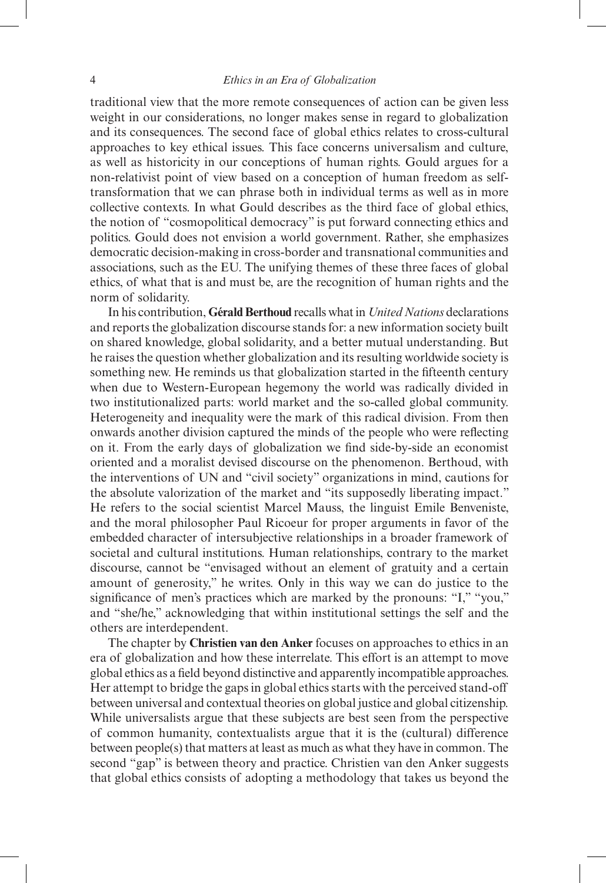traditional view that the more remote consequences of action can be given less weight in our considerations, no longer makes sense in regard to globalization and its consequences. The second face of global ethics relates to cross-cultural approaches to key ethical issues. This face concerns universalism and culture, as well as historicity in our conceptions of human rights. Gould argues for a non-relativist point of view based on a conception of human freedom as self-transformation that we can phrase both in individual terms as well as in more collective contexts. In what Gould describes as the third face of global ethics, the notion of "cosmopolitical democracy" is put forward connecting ethics and politics. Gould does not envision a world government. Rather, she emphasizes democratic decision-making in cross-border and transnational communities and associations, such as the EU. The unifying themes of these three faces of global ethics, of what that is and must be, are the recognition of human rights and the norm of solidarity.

In his contribution, **Gérald Berthoud** recalls what in *United Nations* declarations and reports the globalization discourse stands for: a new information society built on shared knowledge, global solidarity, and a better mutual understanding. But he raises the question whether globalization and its resulting worldwide society is something new. He reminds us that globalization started in the fifteenth century when due to Western-European hegemony the world was radically divided in two institutionalized parts: world market and the so-called global community. Heterogeneity and inequality were the mark of this radical division. From then onwards another division captured the minds of the people who were reflecting on it. From the early days of globalization we find side-by-side an economist oriented and a moralist devised discourse on the phenomenon. Berthoud, with the interventions of UN and "civil society" organizations in mind, cautions for the absolute valorization of the market and "its supposedly liberating impact." He refers to the social scientist Marcel Mauss, the linguist Emile Benveniste, and the moral philosopher Paul Ricoeur for proper arguments in favor of the embedded character of intersubjective relationships in a broader framework of societal and cultural institutions. Human relationships, contrary to the market discourse, cannot be "envisaged without an element of gratuity and a certain amount of generosity," he writes. Only in this way we can do justice to the significance of men's practices which are marked by the pronouns: "I," "you," and "she/he," acknowledging that within institutional settings the self and the others are interdependent.

The chapter by **Christien van den Anker** focuses on approaches to ethics in an era of globalization and how these interrelate. This effort is an attempt to move global ethics as a field beyond distinctive and apparently incompatible approaches. Her attempt to bridge the gaps in global ethics starts with the perceived stand-off between universal and contextual theories on global justice and global citizenship. While universalists argue that these subjects are best seen from the perspective of common humanity, contextualists argue that it is the (cultural) difference between people(s) that matters at least as much as what they have in common. The second "gap" is between theory and practice. Christien van den Anker suggests that global ethics consists of adopting a methodology that takes us beyond the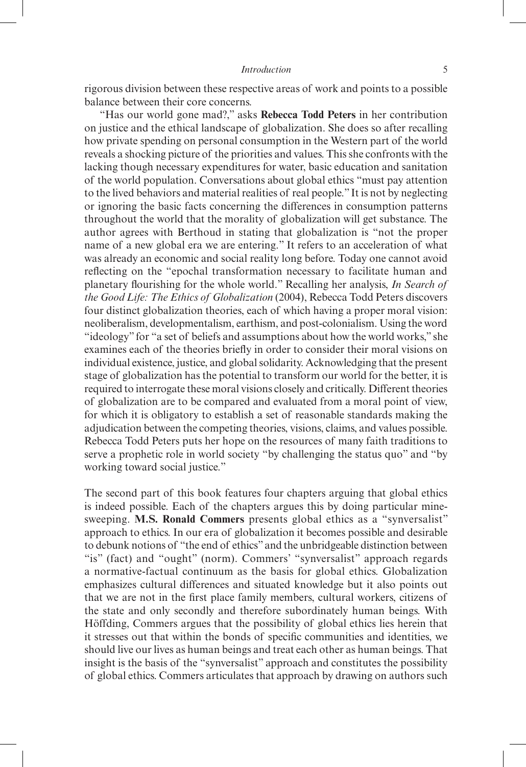rigorous division between these respective areas of work and points to a possible balance between their core concerns.

"Has our world gone mad?," asks **Rebecca Todd Peters** in her contribution on justice and the ethical landscape of globalization. She does so after recalling how private spending on personal consumption in the Western part of the world reveals a shocking picture of the priorities and values. This she confronts with the lacking though necessary expenditures for water, basic education and sanitation of the world population. Conversations about global ethics "must pay attention to the lived behaviors and material realities of real people." It is not by neglecting or ignoring the basic facts concerning the differences in consumption patterns throughout the world that the morality of globalization will get substance. The author agrees with Berthoud in stating that globalization is "not the proper name of a new global era we are entering." It refers to an acceleration of what was already an economic and social reality long before. Today one cannot avoid reflecting on the "epochal transformation necessary to facilitate human and planetary flourishing for the whole world." Recalling her analysis, *In Search of the Good Life: The Ethics of Globalization* (2004), Rebecca Todd Peters discovers four distinct globalization theories, each of which having a proper moral vision: neoliberalism, developmentalism, earthism, and post-colonialism. Using the word "ideology" for "a set of beliefs and assumptions about how the world works," she examines each of the theories briefly in order to consider their moral visions on individual existence, justice, and global solidarity. Acknowledging that the present stage of globalization has the potential to transform our world for the better, it is required to interrogate these moral visions closely and critically. Different theories of globalization are to be compared and evaluated from a moral point of view, for which it is obligatory to establish a set of reasonable standards making the adjudication between the competing theories, visions, claims, and values possible. Rebecca Todd Peters puts her hope on the resources of many faith traditions to serve a prophetic role in world society "by challenging the status quo" and "by working toward social justice."

The second part of this book features four chapters arguing that global ethics is indeed possible. Each of the chapters argues this by doing particular mine-sweeping. **M.S. Ronald Commers** presents global ethics as a "synversalist" approach to ethics. In our era of globalization it becomes possible and desirable to debunk notions of "the end of ethics" and the unbridgeable distinction between "is" (fact) and "ought" (norm). Commers' "synversalist" approach regards a normative-factual continuum as the basis for global ethics. Globalization emphasizes cultural differences and situated knowledge but it also points out that we are not in the first place family members, cultural workers, citizens of the state and only secondly and therefore subordinately human beings. With Höffding, Commers argues that the possibility of global ethics lies herein that it stresses out that within the bonds of specific communities and identities, we should live our lives as human beings and treat each other as human beings. That insight is the basis of the "synversalist" approach and constitutes the possibility of global ethics. Commers articulates that approach by drawing on authors such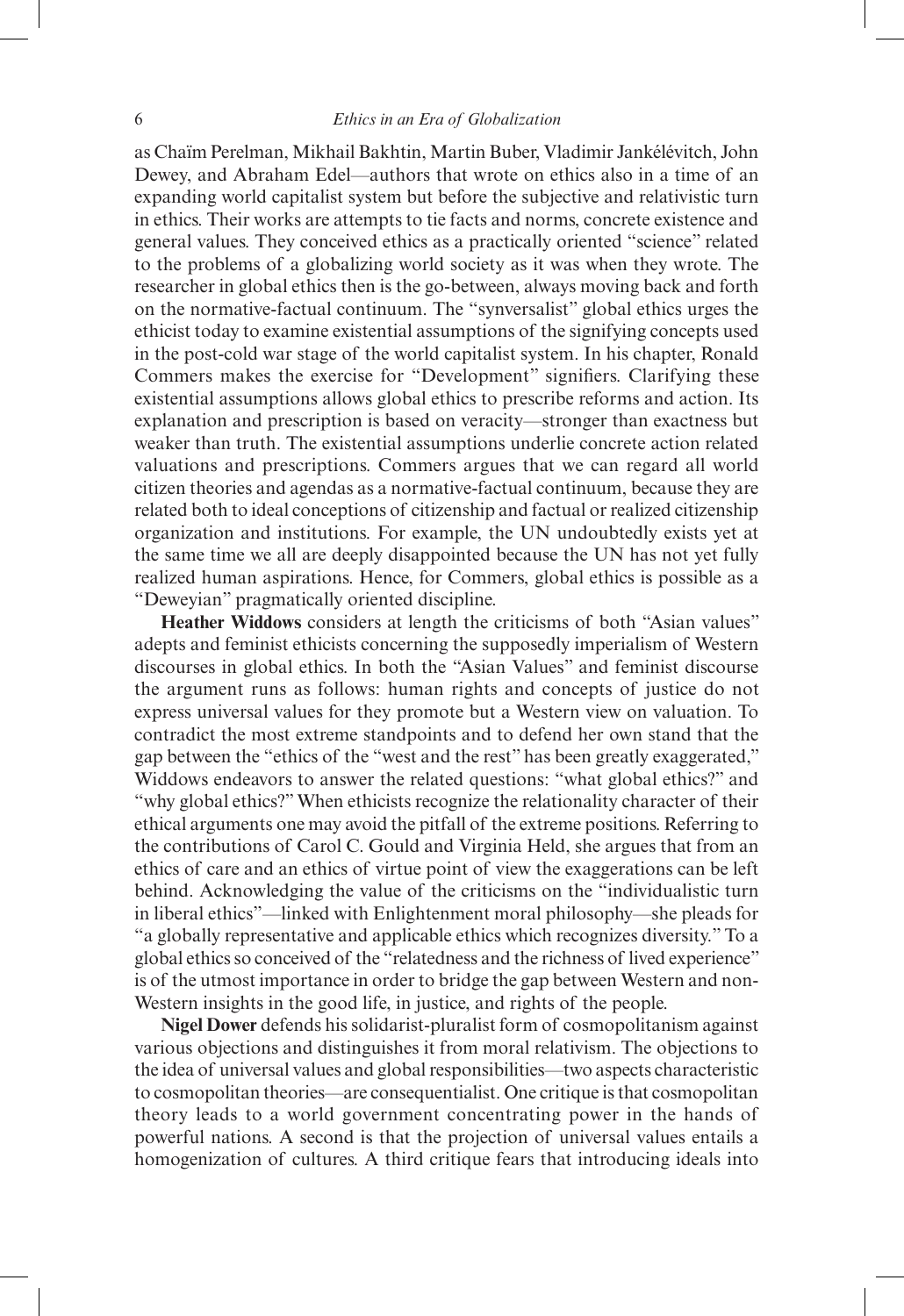as Chaïm Perelman, Mikhail Bakhtin, Martin Buber, Vladimir Jankélévitch, John Dewey, and Abraham Edel—authors that wrote on ethics also in a time of an expanding world capitalist system but before the subjective and relativistic turn in ethics. Their works are attempts to tie facts and norms, concrete existence and general values. They conceived ethics as a practically oriented "science" related to the problems of a globalizing world society as it was when they wrote. The researcher in global ethics then is the go-between, always moving back and forth on the normative-factual continuum. The "synversalist" global ethics urges the ethicist today to examine existential assumptions of the signifying concepts used in the post-cold war stage of the world capitalist system. In his chapter, Ronald Commers makes the exercise for "Development" signifiers. Clarifying these existential assumptions allows global ethics to prescribe reforms and action. Its explanation and prescription is based on veracity—stronger than exactness but weaker than truth. The existential assumptions underlie concrete action related valuations and prescriptions. Commers argues that we can regard all world citizen theories and agendas as a normative-factual continuum, because they are related both to ideal conceptions of citizenship and factual or realized citizenship organization and institutions. For example, the UN undoubtedly exists yet at the same time we all are deeply disappointed because the UN has not yet fully realized human aspirations. Hence, for Commers, global ethics is possible as a "Deweyian" pragmatically oriented discipline.

**Heather Widdows** considers at length the criticisms of both "Asian values" adepts and feminist ethicists concerning the supposedly imperialism of Western discourses in global ethics. In both the "Asian Values" and feminist discourse the argument runs as follows: human rights and concepts of justice do not express universal values for they promote but a Western view on valuation. To contradict the most extreme standpoints and to defend her own stand that the gap between the "ethics of the "west and the rest" has been greatly exaggerated," Widdows endeavors to answer the related questions: "what global ethics?" and "why global ethics?" When ethicists recognize the relationality character of their ethical arguments one may avoid the pitfall of the extreme positions. Referring to the contributions of Carol C. Gould and Virginia Held, she argues that from an ethics of care and an ethics of virtue point of view the exaggerations can be left behind. Acknowledging the value of the criticisms on the "individualistic turn in liberal ethics"—linked with Enlightenment moral philosophy—she pleads for "a globally representative and applicable ethics which recognizes diversity." To a global ethics so conceived of the "relatedness and the richness of lived experience" is of the utmost importance in order to bridge the gap between Western and non-Western insights in the good life, in justice, and rights of the people.

**Nigel Dower** defends his solidarist-pluralist form of cosmopolitanism against various objections and distinguishes it from moral relativism. The objections to the idea of universal values and global responsibilities—two aspects characteristic to cosmopolitan theories—are consequentialist. One critique is that cosmopolitan theory leads to a world government concentrating power in the hands of powerful nations. A second is that the projection of universal values entails a homogenization of cultures. A third critique fears that introducing ideals into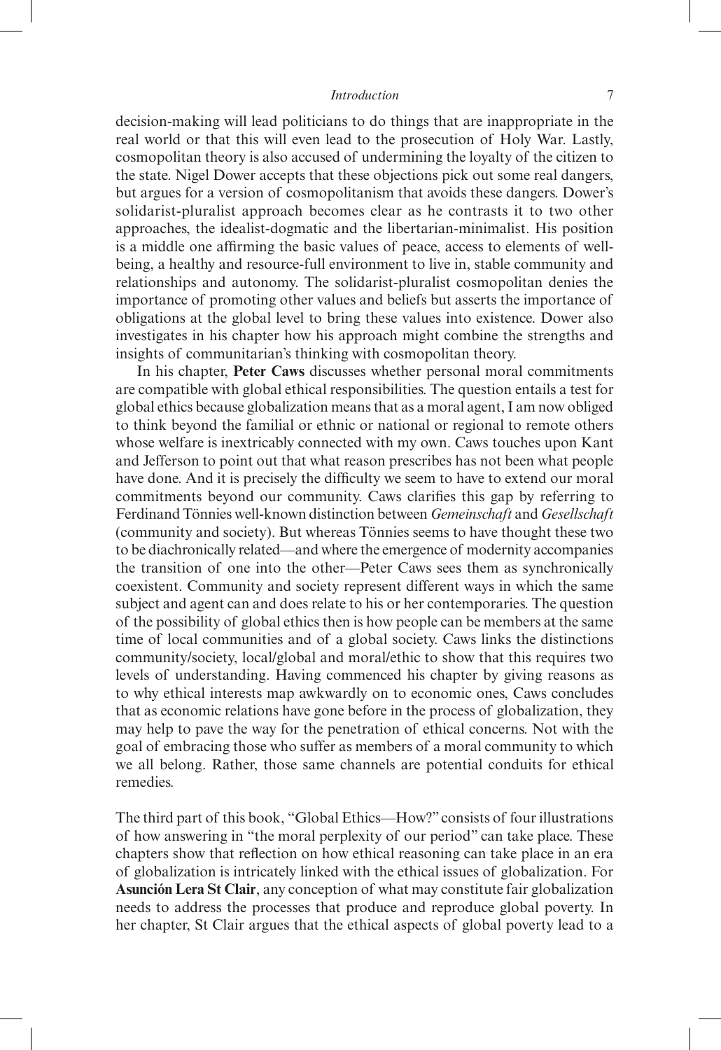decision-making will lead politicians to do things that are inappropriate in the real world or that this will even lead to the prosecution of Holy War. Lastly, cosmopolitan theory is also accused of undermining the loyalty of the citizen to the state. Nigel Dower accepts that these objections pick out some real dangers, but argues for a version of cosmopolitanism that avoids these dangers. Dower's solidarist-pluralist approach becomes clear as he contrasts it to two other approaches, the idealist-dogmatic and the libertarian-minimalist. His position is a middle one affirming the basic values of peace, access to elements of well-being, a healthy and resource-full environment to live in, stable community and relationships and autonomy. The solidarist-pluralist cosmopolitan denies the importance of promoting other values and beliefs but asserts the importance of obligations at the global level to bring these values into existence. Dower also investigates in his chapter how his approach might combine the strengths and insights of communitarian's thinking with cosmopolitan theory.

In his chapter, **Peter Caws** discusses whether personal moral commitments are compatible with global ethical responsibilities. The question entails a test for global ethics because globalization means that as a moral agent, I am now obliged to think beyond the familial or ethnic or national or regional to remote others whose welfare is inextricably connected with my own. Caws touches upon Kant and Jefferson to point out that what reason prescribes has not been what people have done. And it is precisely the difficulty we seem to have to extend our moral commitments beyond our community. Caws clarifies this gap by referring to Ferdinand Tönnies well-known distinction between *Gemeinschaft* and *Gesellschaft* (community and society). But whereas Tönnies seems to have thought these two to be diachronically related—and where the emergence of modernity accompanies the transition of one into the other—Peter Caws sees them as synchronically coexistent. Community and society represent different ways in which the same subject and agent can and does relate to his or her contemporaries. The question of the possibility of global ethics then is how people can be members at the same time of local communities and of a global society. Caws links the distinctions community/society, local/global and moral/ethic to show that this requires two levels of understanding. Having commenced his chapter by giving reasons as to why ethical interests map awkwardly on to economic ones, Caws concludes that as economic relations have gone before in the process of globalization, they may help to pave the way for the penetration of ethical concerns. Not with the goal of embracing those who suffer as members of a moral community to which we all belong. Rather, those same channels are potential conduits for ethical remedies.

The third part of this book, "Global Ethics—How?" consists of four illustrations of how answering in "the moral perplexity of our period" can take place. These chapters show that reflection on how ethical reasoning can take place in an era of globalization is intricately linked with the ethical issues of globalization. For **Asunción Lera St Clair**, any conception of what may constitute fair globalization needs to address the processes that produce and reproduce global poverty. In her chapter, St Clair argues that the ethical aspects of global poverty lead to a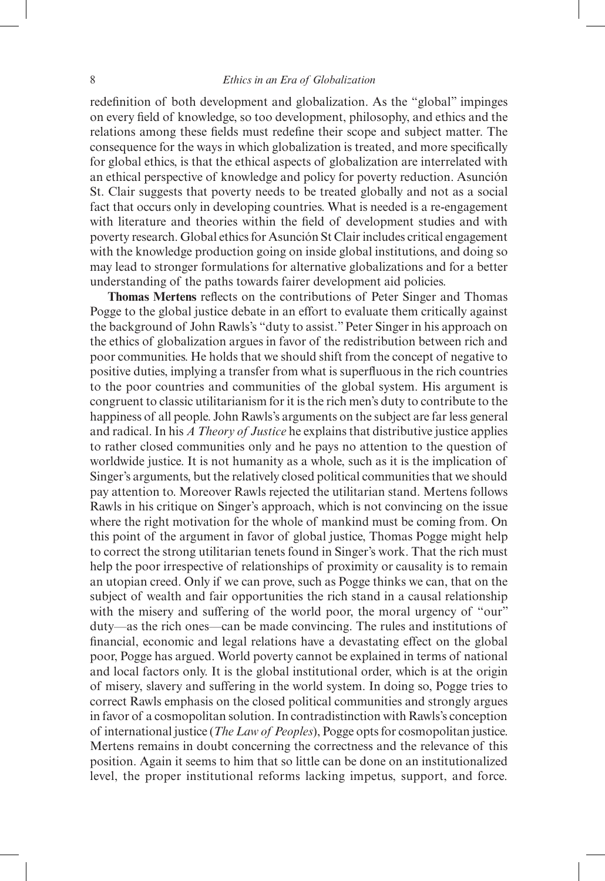redefinition of both development and globalization. As the "global" impinges on every field of knowledge, so too development, philosophy, and ethics and the relations among these fields must redefine their scope and subject matter. The consequence for the ways in which globalization is treated, and more specifically for global ethics, is that the ethical aspects of globalization are interrelated with an ethical perspective of knowledge and policy for poverty reduction. Asunción St. Clair suggests that poverty needs to be treated globally and not as a social fact that occurs only in developing countries. What is needed is a re-engagement with literature and theories within the field of development studies and with poverty research. Global ethics for Asunción St Clair includes critical engagement with the knowledge production going on inside global institutions, and doing so may lead to stronger formulations for alternative globalizations and for a better understanding of the paths towards fairer development aid policies.

**Thomas Mertens** reflects on the contributions of Peter Singer and Thomas Pogge to the global justice debate in an effort to evaluate them critically against the background of John Rawls's "duty to assist." Peter Singer in his approach on the ethics of globalization argues in favor of the redistribution between rich and poor communities. He holds that we should shift from the concept of negative to positive duties, implying a transfer from what is superfluous in the rich countries to the poor countries and communities of the global system. His argument is congruent to classic utilitarianism for it is the rich men's duty to contribute to the happiness of all people. John Rawls's arguments on the subject are far less general and radical. In his *A Theory of Justice* he explains that distributive justice applies to rather closed communities only and he pays no attention to the question of worldwide justice. It is not humanity as a whole, such as it is the implication of Singer's arguments, but the relatively closed political communities that we should pay attention to. Moreover Rawls rejected the utilitarian stand. Mertens follows Rawls in his critique on Singer's approach, which is not convincing on the issue where the right motivation for the whole of mankind must be coming from. On this point of the argument in favor of global justice, Thomas Pogge might help to correct the strong utilitarian tenets found in Singer's work. That the rich must help the poor irrespective of relationships of proximity or causality is to remain an utopian creed. Only if we can prove, such as Pogge thinks we can, that on the subject of wealth and fair opportunities the rich stand in a causal relationship with the misery and suffering of the world poor, the moral urgency of "our" duty—as the rich ones—can be made convincing. The rules and institutions of financial, economic and legal relations have a devastating effect on the global poor, Pogge has argued. World poverty cannot be explained in terms of national and local factors only. It is the global institutional order, which is at the origin of misery, slavery and suffering in the world system. In doing so, Pogge tries to correct Rawls emphasis on the closed political communities and strongly argues in favor of a cosmopolitan solution. In contradistinction with Rawls's conception of international justice (*The Law of Peoples*), Pogge opts for cosmopolitan justice. Mertens remains in doubt concerning the correctness and the relevance of this position. Again it seems to him that so little can be done on an institutionalized level, the proper institutional reforms lacking impetus, support, and force.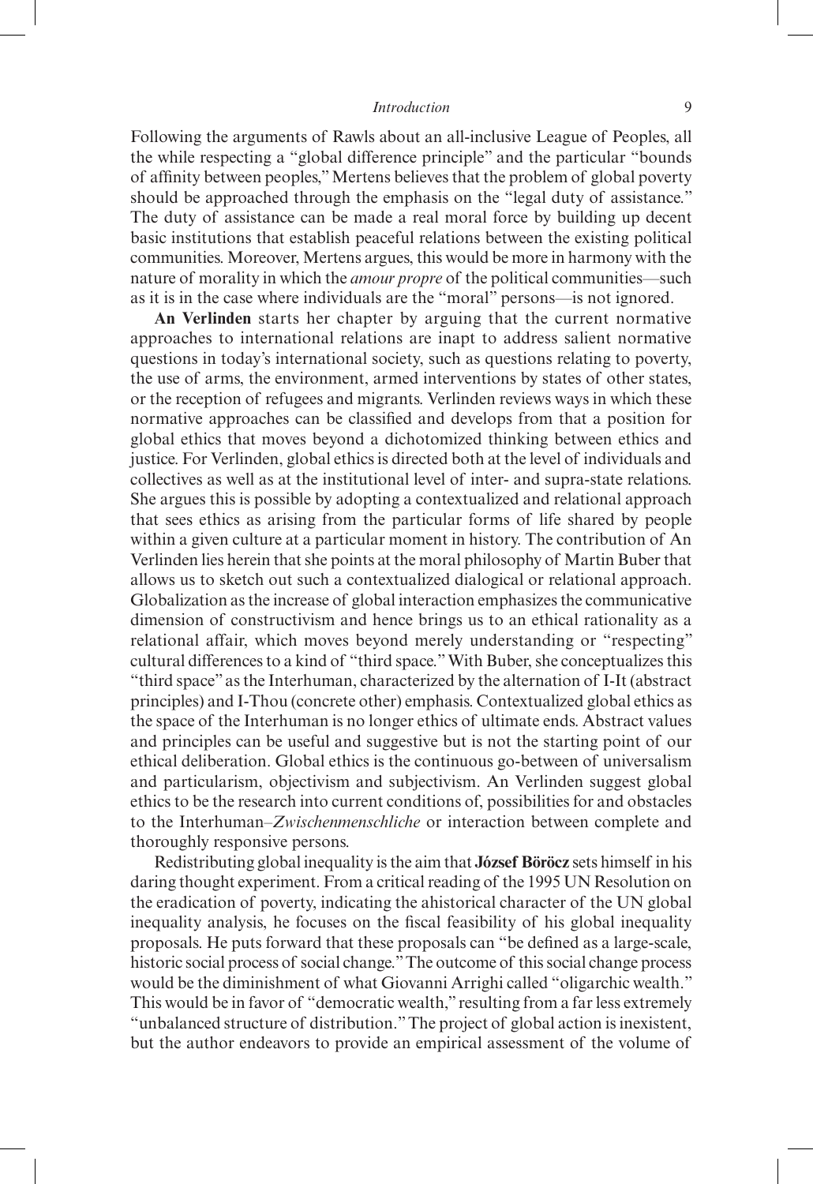Following the arguments of Rawls about an all-inclusive League of Peoples, all the while respecting a "global difference principle" and the particular "bounds of affinity between peoples," Mertens believes that the problem of global poverty should be approached through the emphasis on the "legal duty of assistance." The duty of assistance can be made a real moral force by building up decent basic institutions that establish peaceful relations between the existing political communities. Moreover, Mertens argues, this would be more in harmony with the nature of morality in which the *amour propre* of the political communities—such as it is in the case where individuals are the "moral" persons—is not ignored.

**An Verlinden** starts her chapter by arguing that the current normative approaches to international relations are inapt to address salient normative questions in today's international society, such as questions relating to poverty, the use of arms, the environment, armed interventions by states of other states, or the reception of refugees and migrants. Verlinden reviews ways in which these normative approaches can be classified and develops from that a position for global ethics that moves beyond a dichotomized thinking between ethics and justice. For Verlinden, global ethics is directed both at the level of individuals and collectives as well as at the institutional level of inter- and supra-state relations. She argues this is possible by adopting a contextualized and relational approach that sees ethics as arising from the particular forms of life shared by people within a given culture at a particular moment in history. The contribution of An Verlinden lies herein that she points at the moral philosophy of Martin Buber that allows us to sketch out such a contextualized dialogical or relational approach. Globalization as the increase of global interaction emphasizes the communicative dimension of constructivism and hence brings us to an ethical rationality as a relational affair, which moves beyond merely understanding or "respecting" cultural differences to a kind of "third space." With Buber, she conceptualizes this "third space" as the Interhuman, characterized by the alternation of I-It (abstract principles) and I-Thou (concrete other) emphasis. Contextualized global ethics as the space of the Interhuman is no longer ethics of ultimate ends. Abstract values and principles can be useful and suggestive but is not the starting point of our ethical deliberation. Global ethics is the continuous go-between of universalism and particularism, objectivism and subjectivism. An Verlinden suggest global ethics to be the research into current conditions of, possibilities for and obstacles to the Interhuman–*Zwischenmenschliche* or interaction between complete and thoroughly responsive persons.

Redistributing global inequality is the aim that **József Böröcz** sets himself in his daring thought experiment. From a critical reading of the 1995 UN Resolution on the eradication of poverty, indicating the ahistorical character of the UN global inequality analysis, he focuses on the fiscal feasibility of his global inequality proposals. He puts forward that these proposals can "be defined as a large-scale, historic social process of social change." The outcome of this social change process would be the diminishment of what Giovanni Arrighi called "oligarchic wealth." This would be in favor of "democratic wealth," resulting from a far less extremely "unbalanced structure of distribution." The project of global action is inexistent, but the author endeavors to provide an empirical assessment of the volume of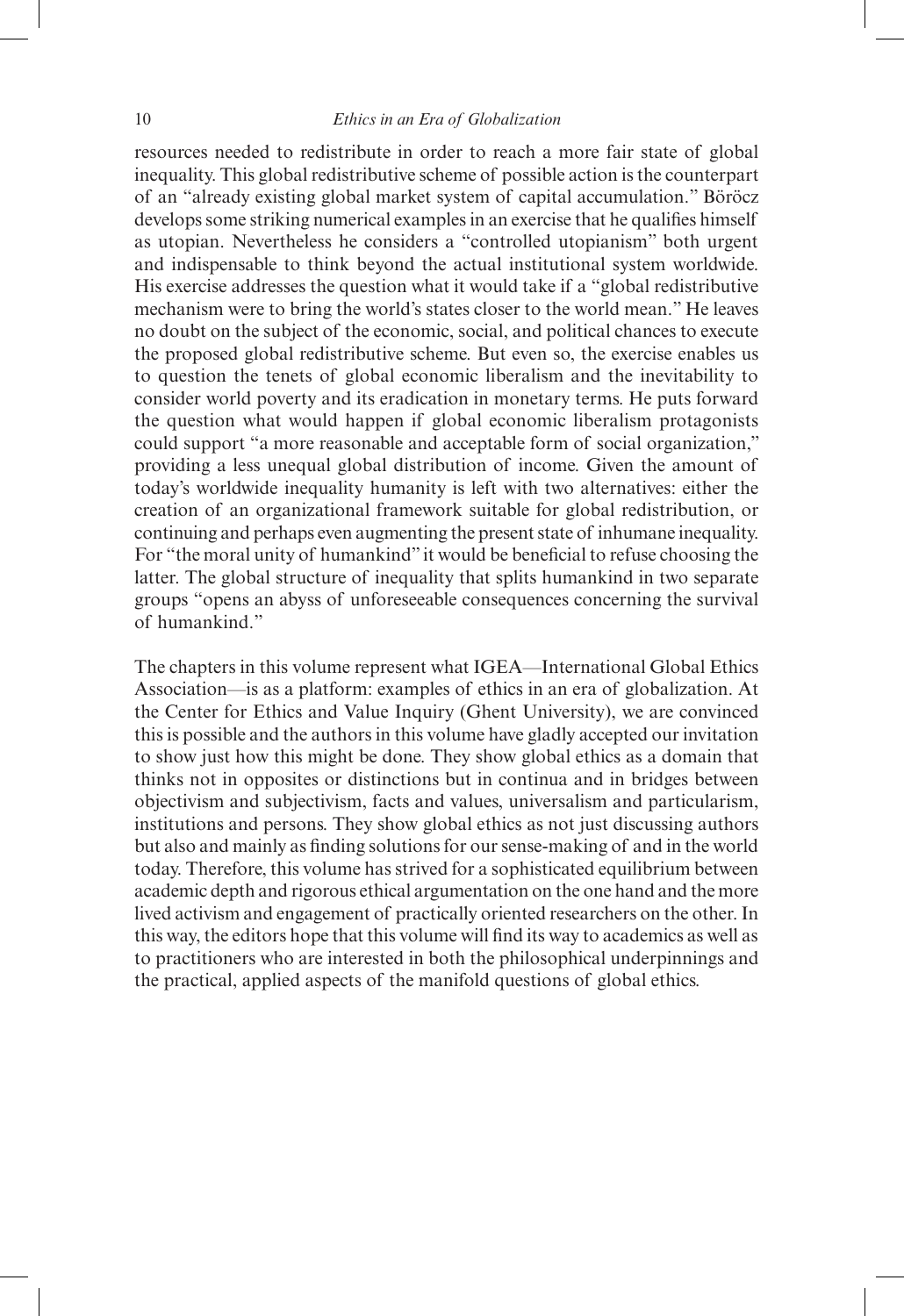resources needed to redistribute in order to reach a more fair state of global inequality. This global redistributive scheme of possible action is the counterpart of an "already existing global market system of capital accumulation." Böröcz develops some striking numerical examples in an exercise that he qualifies himself as utopian. Nevertheless he considers a "controlled utopianism" both urgent and indispensable to think beyond the actual institutional system worldwide. His exercise addresses the question what it would take if a "global redistributive mechanism were to bring the world's states closer to the world mean." He leaves no doubt on the subject of the economic, social, and political chances to execute the proposed global redistributive scheme. But even so, the exercise enables us to question the tenets of global economic liberalism and the inevitability to consider world poverty and its eradication in monetary terms. He puts forward the question what would happen if global economic liberalism protagonists could support "a more reasonable and acceptable form of social organization," providing a less unequal global distribution of income. Given the amount of today's worldwide inequality humanity is left with two alternatives: either the creation of an organizational framework suitable for global redistribution, or continuing and perhaps even augmenting the present state of inhumane inequality. For "the moral unity of humankind" it would be beneficial to refuse choosing the latter. The global structure of inequality that splits humankind in two separate groups "opens an abyss of unforeseeable consequences concerning the survival of humankind."

The chapters in this volume represent what IGEA—International Global Ethics Association—is as a platform: examples of ethics in an era of globalization. At the Center for Ethics and Value Inquiry (Ghent University), we are convinced this is possible and the authors in this volume have gladly accepted our invitation to show just how this might be done. They show global ethics as a domain that thinks not in opposites or distinctions but in continua and in bridges between objectivism and subjectivism, facts and values, universalism and particularism, institutions and persons. They show global ethics as not just discussing authors but also and mainly as finding solutions for our sense-making of and in the world today. Therefore, this volume has strived for a sophisticated equilibrium between academic depth and rigorous ethical argumentation on the one hand and the more lived activism and engagement of practically oriented researchers on the other. In this way, the editors hope that this volume will find its way to academics as well as to practitioners who are interested in both the philosophical underpinnings and the practical, applied aspects of the manifold questions of global ethics.